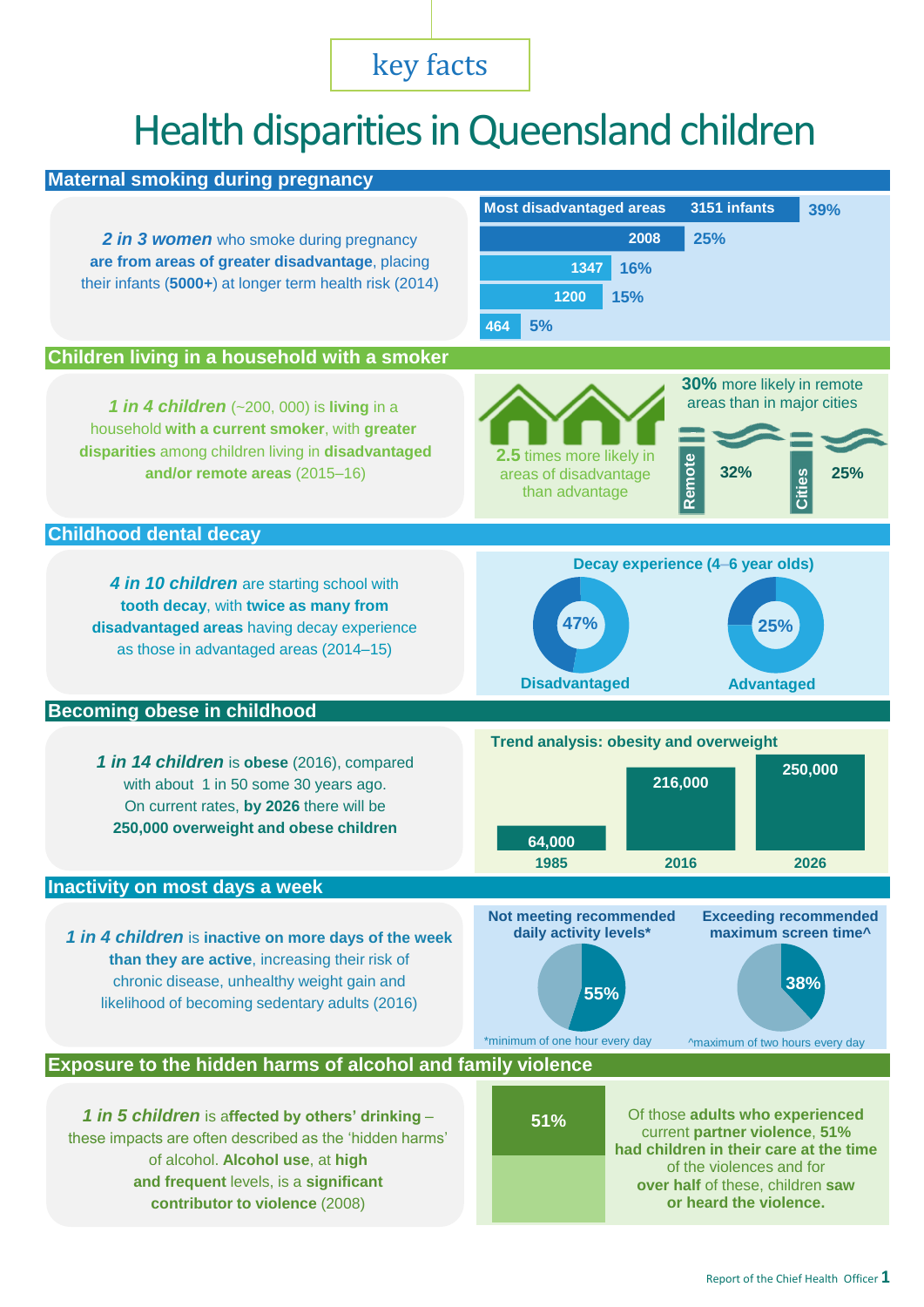key facts

# Health disparities in Queensland children

## Maternal smoking during pregnancy

***2 in 3 women*** who smoke during pregnancy **are from areas of greater disadvantage**, placing their infants (**5000+**) at longer term health risk (2014)

| | Infants | % |
|---|---|---|
| Most disadvantaged areas | 3151 infants | 39% |
| | 2008 | 25% |
| | 1347 | 16% |
| | 1200 | 15% |
| | 464 | 5% |

## Children living in a household with a smoker

***1 in 4 children*** (~200, 000) is **living** in a household **with a current smoker**, with **greater disparities** among children living in **disadvantaged and/or remote areas** (2015–16)

**2.5** times more likely in areas of disadvantage than advantage

**30%** more likely in remote areas than in major cities

Remote 32% | Cities 25%

## Childhood dental decay

***4 in 10 children*** are starting school with **tooth decay**, with **twice as many from disadvantaged areas** having decay experience as those in advantaged areas (2014–15)

**Decay experience (4–6 year olds)**

Disadvantaged 47% | Advantaged 25%

## Becoming obese in childhood

***1 in 14 children*** is **obese** (2016), compared with about 1 in 50 some 30 years ago. On current rates, **by 2026** there will be **250,000 overweight and obese children**

**Trend analysis: obesity and overweight**

| Year | Number |
|---|---|
| 1985 | 64,000 |
| 2016 | 216,000 |
| 2026 | 250,000 |

## Inactivity on most days a week

***1 in 4 children*** is **inactive on more days of the week than they are active**, increasing their risk of chronic disease, unhealthy weight gain and likelihood of becoming sedentary adults (2016)

**Not meeting recommended daily activity levels*** 55%

**Exceeding recommended maximum screen time^** 38%

*minimum of one hour every day

^maximum of two hours every day

## Exposure to the hidden harms of alcohol and family violence

***1 in 5 children*** is **affected by others' drinking** – these impacts are often described as the 'hidden harms' of alcohol. **Alcohol use**, at **high and frequent** levels, is a **significant contributor to violence** (2008)

51%

Of those **adults who experienced** current **partner violence**, **51% had children in their care at the time** of the violences and for **over half** of these, children **saw or heard the violence.**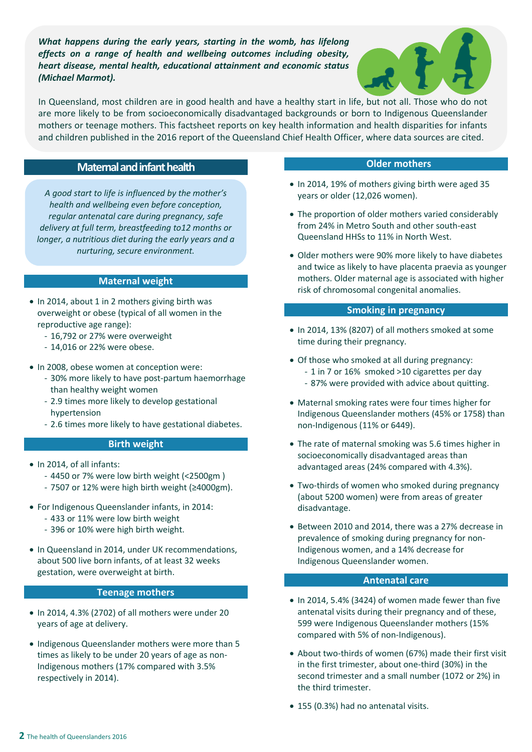***What happens during the early years, starting in the womb, has lifelong effects on a range of health and wellbeing outcomes including obesity, heart disease, mental health, educational attainment and economic status (Michael Marmot).***

In Queensland, most children are in good health and have a healthy start in life, but not all. Those who do not are more likely to be from socioeconomically disadvantaged backgrounds or born to Indigenous Queenslander mothers or teenage mothers. This factsheet reports on key health information and health disparities for infants and children published in the 2016 report of the Queensland Chief Health Officer, where data sources are cited.

## Maternal and infant health

*A good start to life is influenced by the mother's health and wellbeing even before conception, regular antenatal care during pregnancy, safe delivery at full term, breastfeeding to12 months or longer, a nutritious diet during the early years and a nurturing, secure environment.*

### Maternal weight

- In 2014, about 1 in 2 mothers giving birth was overweight or obese (typical of all women in the reproductive age range):
  - 16,792 or 27% were overweight
  - 14,016 or 22% were obese.
- In 2008, obese women at conception were:
  - 30% more likely to have post-partum haemorrhage than healthy weight women
  - 2.9 times more likely to develop gestational hypertension
  - 2.6 times more likely to have gestational diabetes.

### Birth weight

- In 2014, of all infants:
  - 4450 or 7% were low birth weight (<2500gm )
  - 7507 or 12% were high birth weight (≥4000gm).
- For Indigenous Queenslander infants, in 2014:
  - 433 or 11% were low birth weight
  - 396 or 10% were high birth weight.
- In Queensland in 2014, under UK recommendations, about 500 live born infants, of at least 32 weeks gestation, were overweight at birth.

### Teenage mothers

- In 2014, 4.3% (2702) of all mothers were under 20 years of age at delivery.
- Indigenous Queenslander mothers were more than 5 times as likely to be under 20 years of age as non-Indigenous mothers (17% compared with 3.5% respectively in 2014).

### Older mothers

- In 2014, 19% of mothers giving birth were aged 35 years or older (12,026 women).
- The proportion of older mothers varied considerably from 24% in Metro South and other south-east Queensland HHSs to 11% in North West.
- Older mothers were 90% more likely to have diabetes and twice as likely to have placenta praevia as younger mothers. Older maternal age is associated with higher risk of chromosomal congenital anomalies.

### Smoking in pregnancy

- In 2014, 13% (8207) of all mothers smoked at some time during their pregnancy.
- Of those who smoked at all during pregnancy:
  - 1 in 7 or 16% smoked >10 cigarettes per day
  - 87% were provided with advice about quitting.
- Maternal smoking rates were four times higher for Indigenous Queenslander mothers (45% or 1758) than non-Indigenous (11% or 6449).
- The rate of maternal smoking was 5.6 times higher in socioeconomically disadvantaged areas than advantaged areas (24% compared with 4.3%).
- Two-thirds of women who smoked during pregnancy (about 5200 women) were from areas of greater disadvantage.
- Between 2010 and 2014, there was a 27% decrease in prevalence of smoking during pregnancy for non-Indigenous women, and a 14% decrease for Indigenous Queenslander women.

### Antenatal care

- In 2014, 5.4% (3424) of women made fewer than five antenatal visits during their pregnancy and of these, 599 were Indigenous Queenslander mothers (15% compared with 5% of non-Indigenous).
- About two-thirds of women (67%) made their first visit in the first trimester, about one-third (30%) in the second trimester and a small number (1072 or 2%) in the third trimester.
- 155 (0.3%) had no antenatal visits.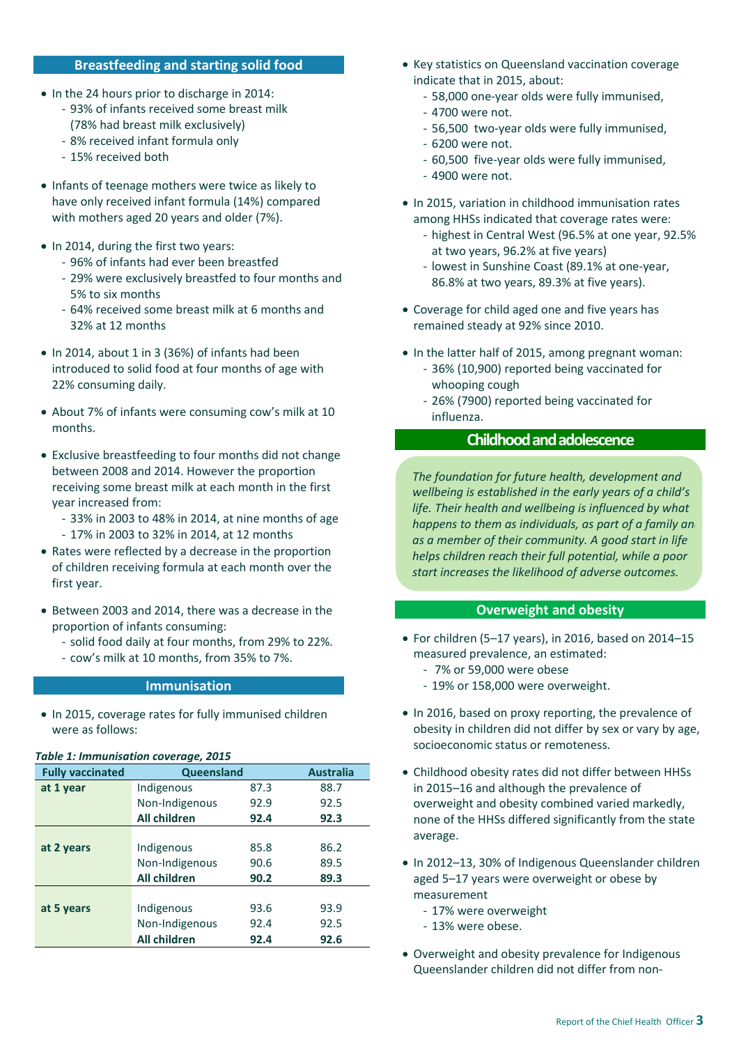## Breastfeeding and starting solid food

- In the 24 hours prior to discharge in 2014:
  - 93% of infants received some breast milk (78% had breast milk exclusively)
  - 8% received infant formula only
  - 15% received both
- Infants of teenage mothers were twice as likely to have only received infant formula (14%) compared with mothers aged 20 years and older (7%).
- In 2014, during the first two years:
  - 96% of infants had ever been breastfed
  - 29% were exclusively breastfed to four months and 5% to six months
  - 64% received some breast milk at 6 months and 32% at 12 months
- In 2014, about 1 in 3 (36%) of infants had been introduced to solid food at four months of age with 22% consuming daily.
- About 7% of infants were consuming cow's milk at 10 months.
- Exclusive breastfeeding to four months did not change between 2008 and 2014. However the proportion receiving some breast milk at each month in the first year increased from:
  - 33% in 2003 to 48% in 2014, at nine months of age
  - 17% in 2003 to 32% in 2014, at 12 months
- Rates were reflected by a decrease in the proportion of children receiving formula at each month over the first year.
- Between 2003 and 2014, there was a decrease in the proportion of infants consuming:
  - solid food daily at four months, from 29% to 22%.
  - cow's milk at 10 months, from 35% to 7%.

## Immunisation

- In 2015, coverage rates for fully immunised children were as follows:

***Table 1: Immunisation coverage, 2015***

| Fully vaccinated | Queensland | | Australia |
|---|---|---|---|
| at 1 year | Indigenous | 87.3 | 88.7 |
| | Non-Indigenous | 92.9 | 92.5 |
| | **All children** | **92.4** | **92.3** |
| at 2 years | Indigenous | 85.8 | 86.2 |
| | Non-Indigenous | 90.6 | 89.5 |
| | **All children** | **90.2** | **89.3** |
| at 5 years | Indigenous | 93.6 | 93.9 |
| | Non-Indigenous | 92.4 | 92.5 |
| | **All children** | **92.4** | **92.6** |

- Key statistics on Queensland vaccination coverage indicate that in 2015, about:
  - 58,000 one-year olds were fully immunised,
  - 4700 were not.
  - 56,500 two-year olds were fully immunised,
  - 6200 were not.
  - 60,500 five-year olds were fully immunised,
  - 4900 were not.
- In 2015, variation in childhood immunisation rates among HHSs indicated that coverage rates were:
  - highest in Central West (96.5% at one year, 92.5% at two years, 96.2% at five years)
  - lowest in Sunshine Coast (89.1% at one-year, 86.8% at two years, 89.3% at five years).
- Coverage for child aged one and five years has remained steady at 92% since 2010.
- In the latter half of 2015, among pregnant woman:
  - 36% (10,900) reported being vaccinated for whooping cough
  - 26% (7900) reported being vaccinated for influenza.

## Childhood and adolescence

*The foundation for future health, development and wellbeing is established in the early years of a child's life. Their health and wellbeing is influenced by what happens to them as individuals, as part of a family and as a member of their community. A good start in life helps children reach their full potential, while a poor start increases the likelihood of adverse outcomes.*

## Overweight and obesity

- For children (5–17 years), in 2016, based on 2014–15 measured prevalence, an estimated:
  - 7% or 59,000 were obese
  - 19% or 158,000 were overweight.
- In 2016, based on proxy reporting, the prevalence of obesity in children did not differ by sex or vary by age, socioeconomic status or remoteness.
- Childhood obesity rates did not differ between HHSs in 2015–16 and although the prevalence of overweight and obesity combined varied markedly, none of the HHSs differed significantly from the state average.
- In 2012–13, 30% of Indigenous Queenslander children aged 5–17 years were overweight or obese by measurement
  - 17% were overweight
  - 13% were obese.
- Overweight and obesity prevalence for Indigenous Queenslander children did not differ from non-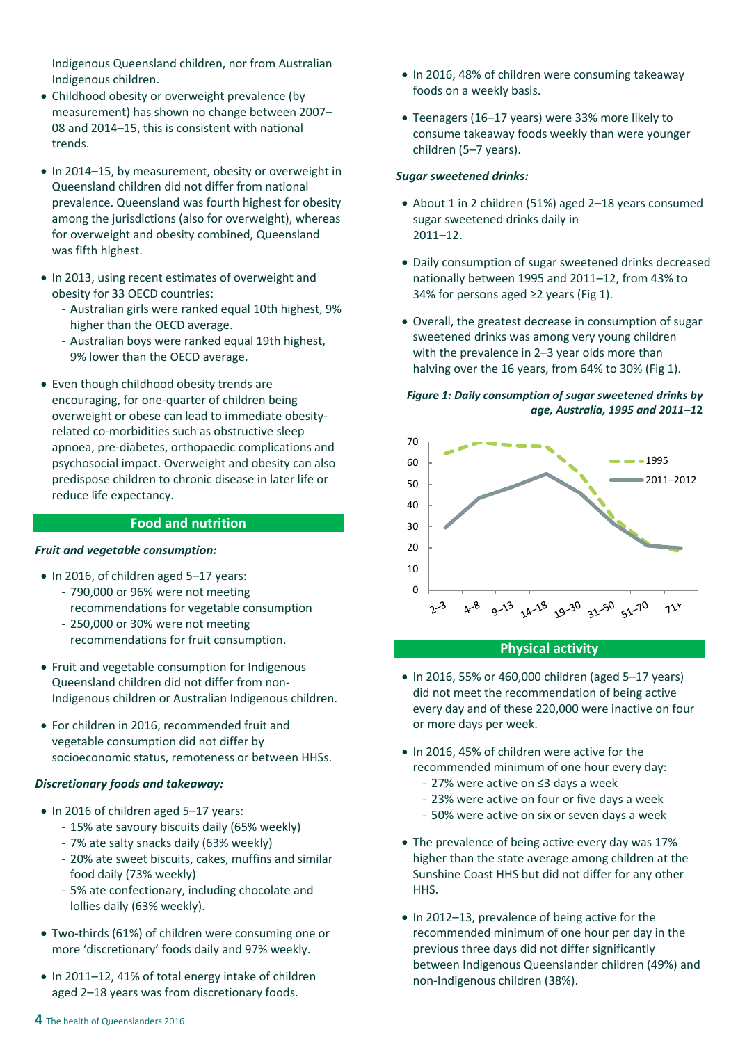Indigenous Queensland children, nor from Australian Indigenous children.

- Childhood obesity or overweight prevalence (by measurement) has shown no change between 2007–08 and 2014–15, this is consistent with national trends.
- In 2014–15, by measurement, obesity or overweight in Queensland children did not differ from national prevalence. Queensland was fourth highest for obesity among the jurisdictions (also for overweight), whereas for overweight and obesity combined, Queensland was fifth highest.
- In 2013, using recent estimates of overweight and obesity for 33 OECD countries:
  - Australian girls were ranked equal 10th highest, 9% higher than the OECD average.
  - Australian boys were ranked equal 19th highest, 9% lower than the OECD average.
- Even though childhood obesity trends are encouraging, for one-quarter of children being overweight or obese can lead to immediate obesity-related co-morbidities such as obstructive sleep apnoea, pre-diabetes, orthopaedic complications and psychosocial impact. Overweight and obesity can also predispose children to chronic disease in later life or reduce life expectancy.

## Food and nutrition

***Fruit and vegetable consumption:***

- In 2016, of children aged 5–17 years:
  - 790,000 or 96% were not meeting recommendations for vegetable consumption
  - 250,000 or 30% were not meeting recommendations for fruit consumption.
- Fruit and vegetable consumption for Indigenous Queensland children did not differ from non-Indigenous children or Australian Indigenous children.
- For children in 2016, recommended fruit and vegetable consumption did not differ by socioeconomic status, remoteness or between HHSs.

***Discretionary foods and takeaway:***

- In 2016 of children aged 5–17 years:
  - 15% ate savoury biscuits daily (65% weekly)
  - 7% ate salty snacks daily (63% weekly)
  - 20% ate sweet biscuits, cakes, muffins and similar food daily (73% weekly)
  - 5% ate confectionary, including chocolate and lollies daily (63% weekly).
- Two-thirds (61%) of children were consuming one or more 'discretionary' foods daily and 97% weekly.
- In 2011–12, 41% of total energy intake of children aged 2–18 years was from discretionary foods.
- In 2016, 48% of children were consuming takeaway foods on a weekly basis.
- Teenagers (16–17 years) were 33% more likely to consume takeaway foods weekly than were younger children (5–7 years).

***Sugar sweetened drinks:***

- About 1 in 2 children (51%) aged 2–18 years consumed sugar sweetened drinks daily in 2011–12.
- Daily consumption of sugar sweetened drinks decreased nationally between 1995 and 2011–12, from 43% to 34% for persons aged ≥2 years (Fig 1).
- Overall, the greatest decrease in consumption of sugar sweetened drinks was among very young children with the prevalence in 2–3 year olds more than halving over the 16 years, from 64% to 30% (Fig 1).

***Figure 1: Daily consumption of sugar sweetened drinks by age, Australia, 1995 and 2011–12***

## Physical activity

- In 2016, 55% or 460,000 children (aged 5–17 years) did not meet the recommendation of being active every day and of these 220,000 were inactive on four or more days per week.
- In 2016, 45% of children were active for the recommended minimum of one hour every day:
  - 27% were active on ≤3 days a week
  - 23% were active on four or five days a week
  - 50% were active on six or seven days a week
- The prevalence of being active every day was 17% higher than the state average among children at the Sunshine Coast HHS but did not differ for any other HHS.
- In 2012–13, prevalence of being active for the recommended minimum of one hour per day in the previous three days did not differ significantly between Indigenous Queenslander children (49%) and non-Indigenous children (38%).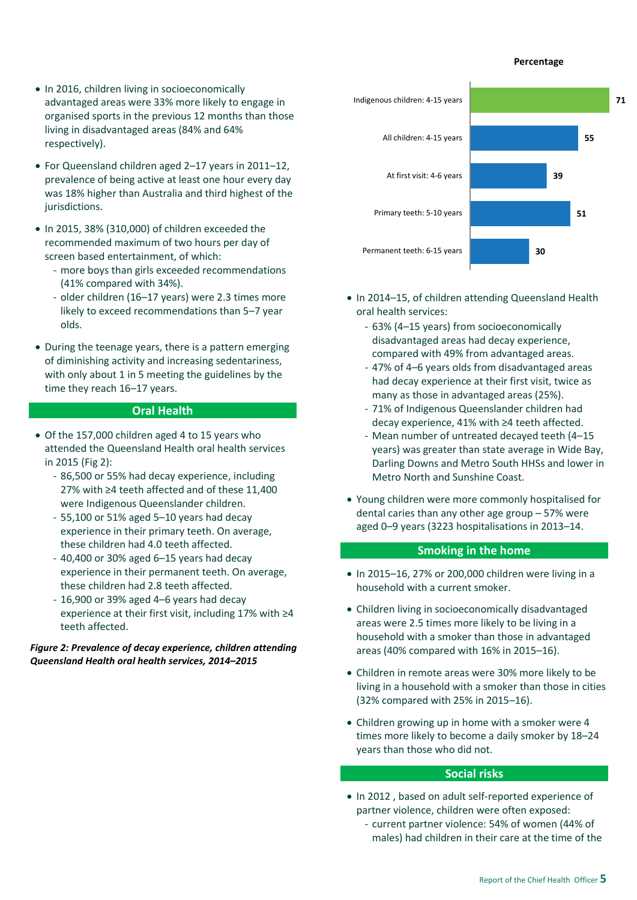- In 2016, children living in socioeconomically advantaged areas were 33% more likely to engage in organised sports in the previous 12 months than those living in disadvantaged areas (84% and 64% respectively).
- For Queensland children aged 2–17 years in 2011–12, prevalence of being active at least one hour every day was 18% higher than Australia and third highest of the jurisdictions.
- In 2015, 38% (310,000) of children exceeded the recommended maximum of two hours per day of screen based entertainment, of which:
  - more boys than girls exceeded recommendations (41% compared with 34%).
  - older children (16–17 years) were 2.3 times more likely to exceed recommendations than 5–7 year olds.
- During the teenage years, there is a pattern emerging of diminishing activity and increasing sedentariness, with only about 1 in 5 meeting the guidelines by the time they reach 16–17 years.

## Oral Health

- Of the 157,000 children aged 4 to 15 years who attended the Queensland Health oral health services in 2015 (Fig 2):
  - 86,500 or 55% had decay experience, including 27% with ≥4 teeth affected and of these 11,400 were Indigenous Queenslander children.
  - 55,100 or 51% aged 5–10 years had decay experience in their primary teeth. On average, these children had 4.0 teeth affected.
  - 40,400 or 30% aged 6–15 years had decay experience in their permanent teeth. On average, these children had 2.8 teeth affected.
  - 16,900 or 39% aged 4–6 years had decay experience at their first visit, including 17% with ≥4 teeth affected.

*Figure 2: Prevalence of decay experience, children attending Queensland Health oral health services, 2014–2015*

| | Percentage |
|---|---|
| Indigenous children: 4-15 years | 71 |
| All children: 4-15 years | 55 |
| At first visit: 4-6 years | 39 |
| Primary teeth: 5-10 years | 51 |
| Permanent teeth: 6-15 years | 30 |

- In 2014–15, of children attending Queensland Health oral health services:
  - 63% (4–15 years) from socioeconomically disadvantaged areas had decay experience, compared with 49% from advantaged areas.
  - 47% of 4–6 years olds from disadvantaged areas had decay experience at their first visit, twice as many as those in advantaged areas (25%).
  - 71% of Indigenous Queenslander children had decay experience, 41% with ≥4 teeth affected.
  - Mean number of untreated decayed teeth (4–15 years) was greater than state average in Wide Bay, Darling Downs and Metro South HHSs and lower in Metro North and Sunshine Coast.
- Young children were more commonly hospitalised for dental caries than any other age group – 57% were aged 0–9 years (3223 hospitalisations in 2013–14.

## Smoking in the home

- In 2015–16, 27% or 200,000 children were living in a household with a current smoker.
- Children living in socioeconomically disadvantaged areas were 2.5 times more likely to be living in a household with a smoker than those in advantaged areas (40% compared with 16% in 2015–16).
- Children in remote areas were 30% more likely to be living in a household with a smoker than those in cities (32% compared with 25% in 2015–16).
- Children growing up in home with a smoker were 4 times more likely to become a daily smoker by 18–24 years than those who did not.

## Social risks

- In 2012 , based on adult self-reported experience of partner violence, children were often exposed:
  - current partner violence: 54% of women (44% of males) had children in their care at the time of the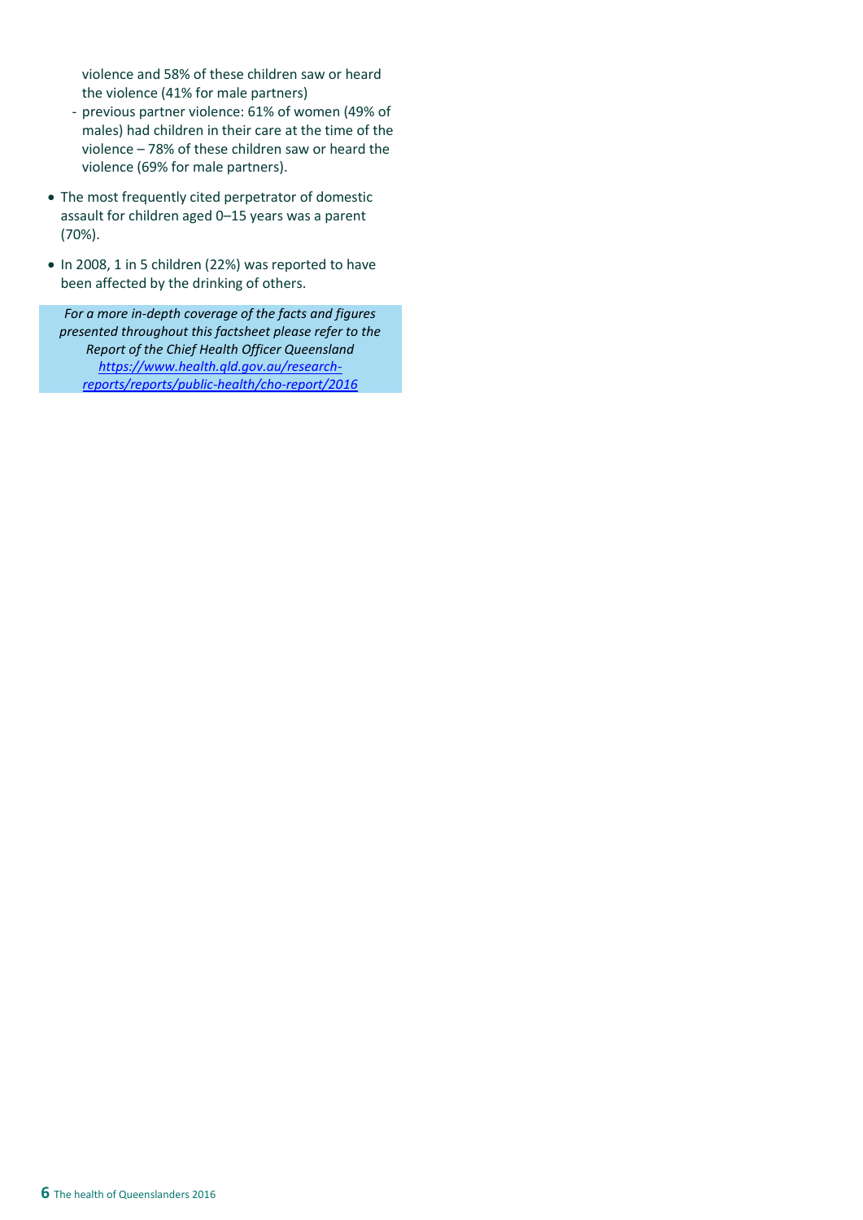violence and 58% of these children saw or heard the violence (41% for male partners)

  - previous partner violence: 61% of women (49% of males) had children in their care at the time of the violence – 78% of these children saw or heard the violence (69% for male partners).

- The most frequently cited perpetrator of domestic assault for children aged 0–15 years was a parent (70%).
- In 2008, 1 in 5 children (22%) was reported to have been affected by the drinking of others.

*For a more in-depth coverage of the facts and figures presented throughout this factsheet please refer to the Report of the Chief Health Officer Queensland [https://www.health.qld.gov.au/research-reports/reports/public-health/cho-report/2016](https://www.health.qld.gov.au/research-reports/reports/public-health/cho-report/2016)*